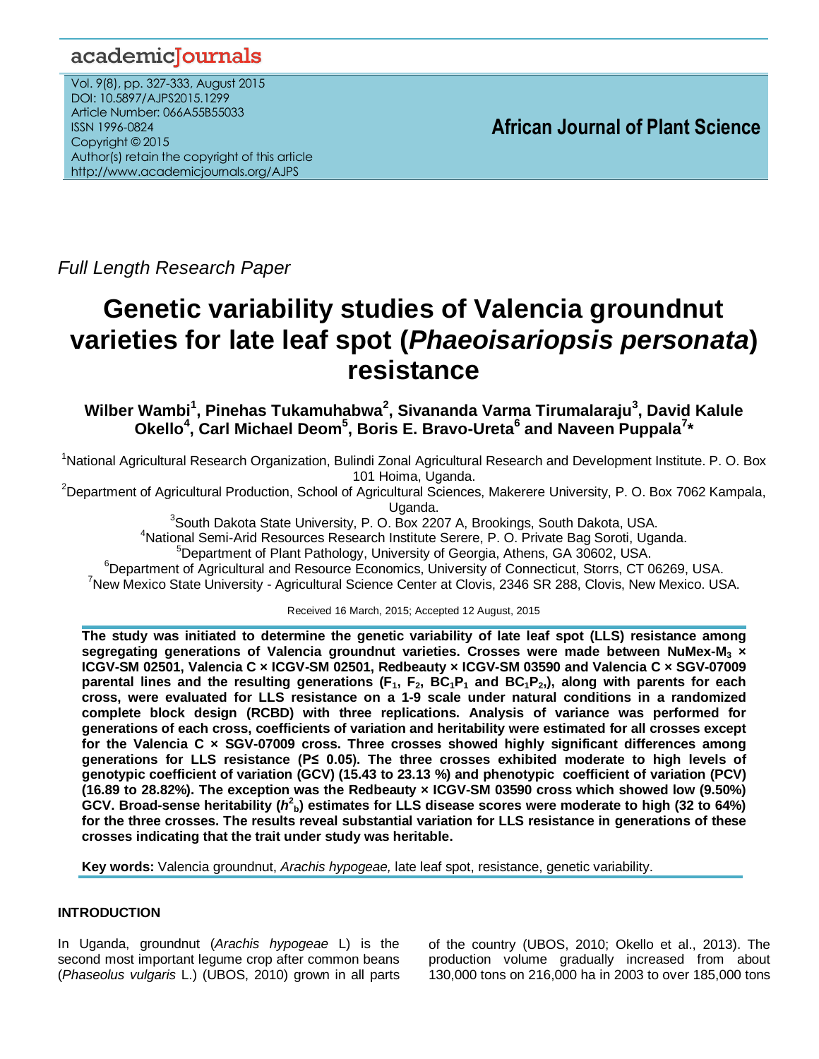*Full Length Research Paper*

# Genetic variability studies of Valencia groundnut varieties for late leaf spot (*Phaeoisariopsis personata*) resistance

**Wilber Wambi[1], Pinehas Tukamuhabwa[2], Sivananda Varma Tirumalaraju[3], David Kalule Okello[4], Carl Michael Deom[5], Boris E. Bravo-Ureta[6] and Naveen Puppala[7]***

[1]National Agricultural Research Organization, Bulindi Zonal Agricultural Research and Development Institute. P. O. Box 101 Hoima, Uganda.

[2]Department of Agricultural Production, School of Agricultural Sciences, Makerere University, P. O. Box 7062 Kampala, Uganda.

[3]South Dakota State University, P. O. Box 2207 A, Brookings, South Dakota, USA.

[4]National Semi-Arid Resources Research Institute Serere, P. O. Private Bag Soroti, Uganda.

[5]Department of Plant Pathology, University of Georgia, Athens, GA 30602, USA.

[6]Department of Agricultural and Resource Economics, University of Connecticut, Storrs, CT 06269, USA.

[7]New Mexico State University - Agricultural Science Center at Clovis, 2346 SR 288, Clovis, New Mexico. USA.

Received 16 March, 2015; Accepted 12 August, 2015

**The study was initiated to determine the genetic variability of late leaf spot (LLS) resistance among segregating generations of Valencia groundnut varieties. Crosses were made between NuMex-$M_3$ × ICGV-SM 02501, Valencia C × ICGV-SM 02501, Redbeauty × ICGV-SM 03590 and Valencia C × SGV-07009 parental lines and the resulting generations ($F_1$, $F_2$, $BC_1P_1$ and $BC_1P_2$), along with parents for each cross, were evaluated for LLS resistance on a 1-9 scale under natural conditions in a randomized complete block design (RCBD) with three replications. Analysis of variance was performed for generations of each cross, coefficients of variation and heritability were estimated for all crosses except for the Valencia C × SGV-07009 cross. Three crosses showed highly significant differences among generations for LLS resistance ($P \leq 0.05$). The three crosses exhibited moderate to high levels of genotypic coefficient of variation (GCV) (15.43 to 23.13 %) and phenotypic coefficient of variation (PCV) (16.89 to 28.82%). The exception was the Redbeauty × ICGV-SM 03590 cross which showed low (9.50%) GCV. Broad-sense heritability ($h^2_b$) estimates for LLS disease scores were moderate to high (32 to 64%) for the three crosses. The results reveal substantial variation for LLS resistance in generations of these crosses indicating that the trait under study was heritable.**

**Key words:** Valencia groundnut, *Arachis hypogeae,* late leaf spot, resistance, genetic variability.

## INTRODUCTION

In Uganda, groundnut (*Arachis hypogeae* L) is the second most important legume crop after common beans (*Phaseolus vulgaris* L.) (UBOS, 2010) grown in all parts of the country (UBOS, 2010; Okello et al., 2013). The production volume gradually increased from about 130,000 tons on 216,000 ha in 2003 to over 185,000 tons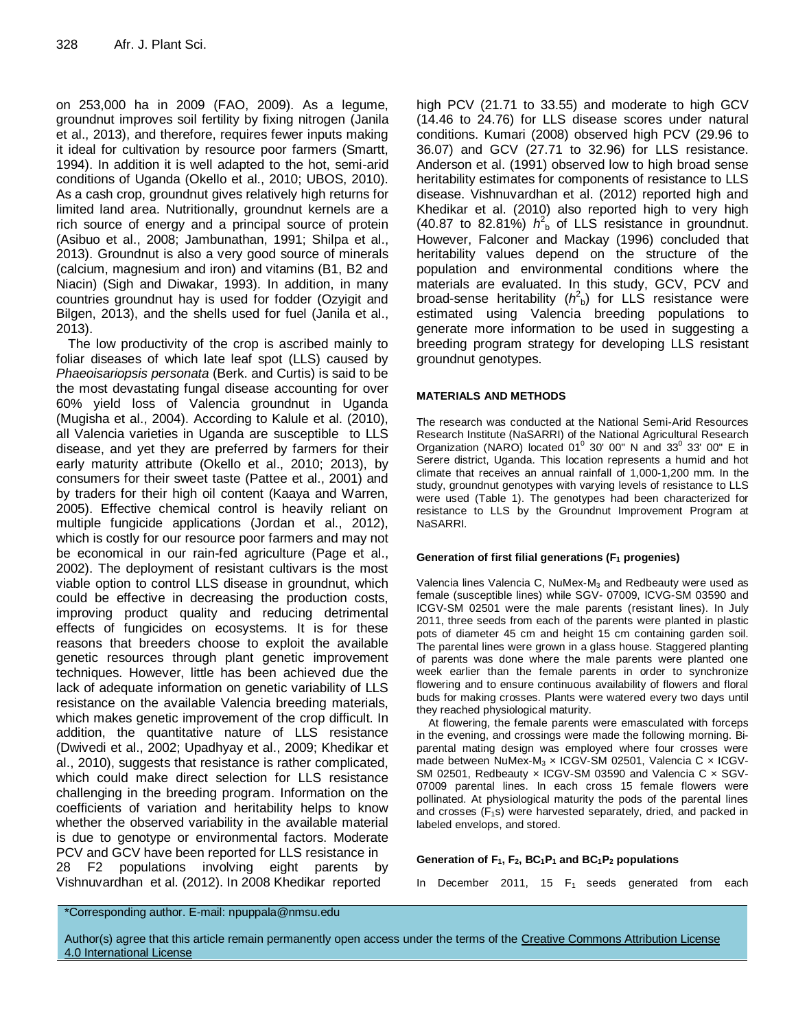on 253,000 ha in 2009 (FAO, 2009). As a legume, groundnut improves soil fertility by fixing nitrogen (Janila et al., 2013), and therefore, requires fewer inputs making it ideal for cultivation by resource poor farmers (Smartt, 1994). In addition it is well adapted to the hot, semi-arid conditions of Uganda (Okello et al., 2010; UBOS, 2010). As a cash crop, groundnut gives relatively high returns for limited land area. Nutritionally, groundnut kernels are a rich source of energy and a principal source of protein (Asibuo et al., 2008; Jambunathan, 1991; Shilpa et al., 2013). Groundnut is also a very good source of minerals (calcium, magnesium and iron) and vitamins (B1, B2 and Niacin) (Sigh and Diwakar, 1993). In addition, in many countries groundnut hay is used for fodder (Ozyigit and Bilgen, 2013), and the shells used for fuel (Janila et al., 2013).

The low productivity of the crop is ascribed mainly to foliar diseases of which late leaf spot (LLS) caused by *Phaeoisariopsis personata* (Berk. and Curtis) is said to be the most devastating fungal disease accounting for over 60% yield loss of Valencia groundnut in Uganda (Mugisha et al., 2004). According to Kalule et al. (2010), all Valencia varieties in Uganda are susceptible to LLS disease, and yet they are preferred by farmers for their early maturity attribute (Okello et al., 2010; 2013), by consumers for their sweet taste (Pattee et al., 2001) and by traders for their high oil content (Kaaya and Warren, 2005). Effective chemical control is heavily reliant on multiple fungicide applications (Jordan et al., 2012), which is costly for our resource poor farmers and may not be economical in our rain-fed agriculture (Page et al., 2002). The deployment of resistant cultivars is the most viable option to control LLS disease in groundnut, which could be effective in decreasing the production costs, improving product quality and reducing detrimental effects of fungicides on ecosystems. It is for these reasons that breeders choose to exploit the available genetic resources through plant genetic improvement techniques. However, little has been achieved due the lack of adequate information on genetic variability of LLS resistance on the available Valencia breeding materials, which makes genetic improvement of the crop difficult. In addition, the quantitative nature of LLS resistance (Dwivedi et al., 2002; Upadhyay et al., 2009; Khedikar et al., 2010), suggests that resistance is rather complicated, which could make direct selection for LLS resistance challenging in the breeding program. Information on the coefficients of variation and heritability helps to know whether the observed variability in the available material is due to genotype or environmental factors. Moderate PCV and GCV have been reported for LLS resistance in 28 F2 populations involving eight parents by Vishnuvardhan et al. (2012). In 2008 Khedikar reported high PCV (21.71 to 33.55) and moderate to high GCV (14.46 to 24.76) for LLS disease scores under natural conditions. Kumari (2008) observed high PCV (29.96 to 36.07) and GCV (27.71 to 32.96) for LLS resistance. Anderson et al. (1991) observed low to high broad sense heritability estimates for components of resistance to LLS disease. Vishnuvardhan et al. (2012) reported high and Khedikar et al. (2010) also reported high to very high (40.87 to 82.81%) $h^2_b$ of LLS resistance in groundnut. However, Falconer and Mackay (1996) concluded that heritability values depend on the structure of the population and environmental conditions where the materials are evaluated. In this study, GCV, PCV and broad-sense heritability ($h^2_b$) for LLS resistance were estimated using Valencia breeding populations to generate more information to be used in suggesting a breeding program strategy for developing LLS resistant groundnut genotypes.

## MATERIALS AND METHODS

The research was conducted at the National Semi-Arid Resources Research Institute (NaSARRI) of the National Agricultural Research Organization (NARO) located 01$^0$ 30' 00" N and 33$^0$ 33' 00" E in Serere district, Uganda. This location represents a humid and hot climate that receives an annual rainfall of 1,000-1,200 mm. In the study, groundnut genotypes with varying levels of resistance to LLS were used (Table 1). The genotypes had been characterized for resistance to LLS by the Groundnut Improvement Program at NaSARRI.

### Generation of first filial generations ($F_1$ progenies)

Valencia lines Valencia C, NuMex-$M_3$ and Redbeauty were used as female (susceptible lines) while SGV- 07009, ICVG-SM 03590 and ICGV-SM 02501 were the male parents (resistant lines). In July 2011, three seeds from each of the parents were planted in plastic pots of diameter 45 cm and height 15 cm containing garden soil. The parental lines were grown in a glass house. Staggered planting of parents was done where the male parents were planted one week earlier than the female parents in order to synchronize flowering and to ensure continuous availability of flowers and floral buds for making crosses. Plants were watered every two days until they reached physiological maturity.

At flowering, the female parents were emasculated with forceps in the evening, and crossings were made the following morning. Bi-parental mating design was employed where four crosses were made between NuMex-$M_3$ × ICGV-SM 02501, Valencia C × ICGV-SM 02501, Redbeauty × ICGV-SM 03590 and Valencia C × SGV-07009 parental lines. In each cross 15 female flowers were pollinated. At physiological maturity the pods of the parental lines and crosses ($F_1$s) were harvested separately, dried, and packed in labeled envelops, and stored.

### Generation of $F_1$, $F_2$, $BC_1P_1$ and $BC_1P_2$ populations

In December 2011, 15 $F_1$ seeds generated from each

*Corresponding author. E-mail: npuppala@nmsu.edu

Author(s) agree that this article remain permanently open access under the terms of the Creative Commons Attribution License 4.0 International License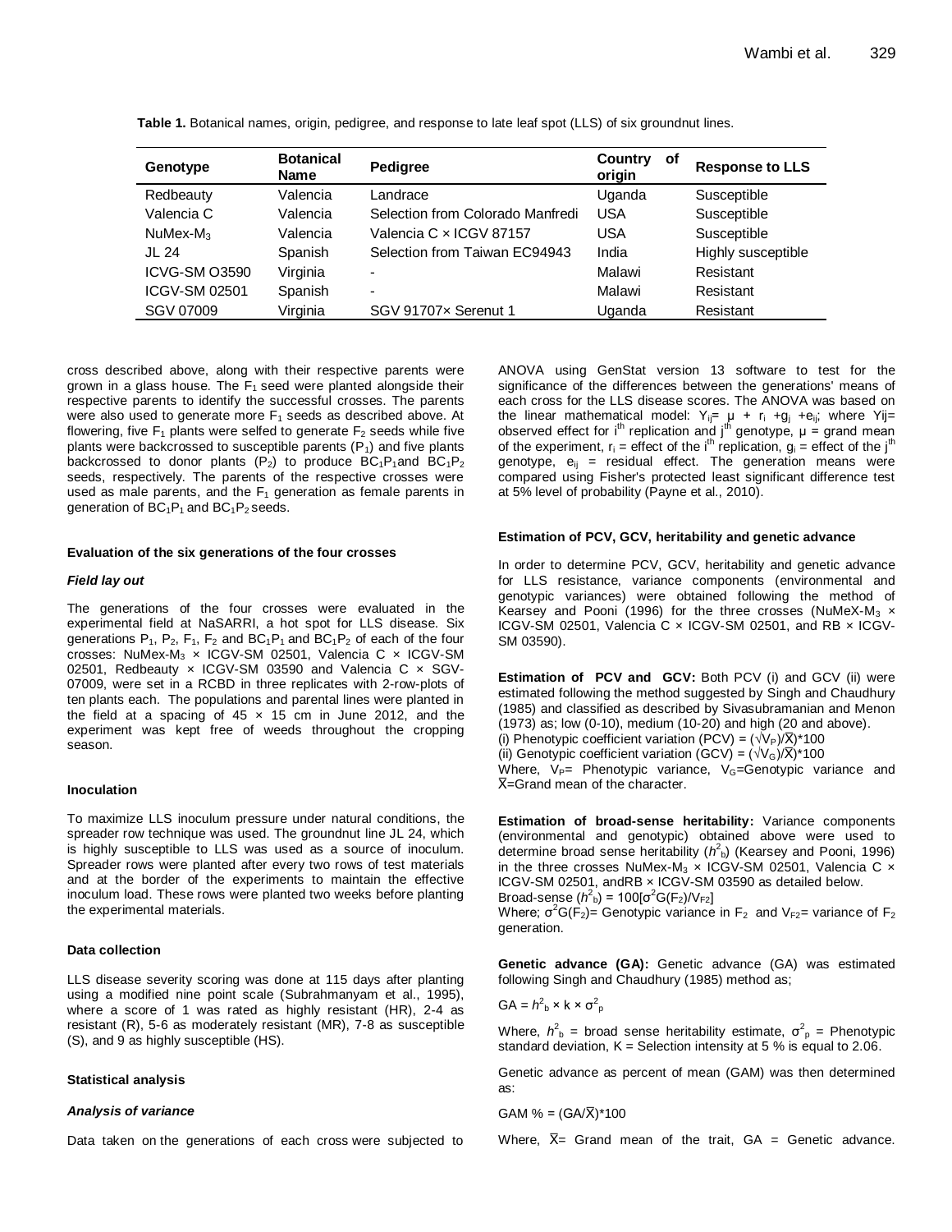**Table 1.** Botanical names, origin, pedigree, and response to late leaf spot (LLS) of six groundnut lines.

| Genotype | Botanical Name | Pedigree | Country of origin | Response to LLS |
|---|---|---|---|---|
| Redbeauty | Valencia | Landrace | Uganda | Susceptible |
| Valencia C | Valencia | Selection from Colorado Manfredi | USA | Susceptible |
| NuMex-$M_3$ | Valencia | Valencia C × ICGV 87157 | USA | Susceptible |
| JL 24 | Spanish | Selection from Taiwan EC94943 | India | Highly susceptible |
| ICVG-SM O3590 | Virginia | - | Malawi | Resistant |
| ICGV-SM 02501 | Spanish | - | Malawi | Resistant |
| SGV 07009 | Virginia | SGV 91707× Serenut 1 | Uganda | Resistant |

cross described above, along with their respective parents were grown in a glass house. The $F_1$ seed were planted alongside their respective parents to identify the successful crosses. The parents were also used to generate more $F_1$ seeds as described above. At flowering, five $F_1$ plants were selfed to generate $F_2$ seeds while five plants were backcrossed to susceptible parents ($P_1$) and five plants backcrossed to donor plants ($P_2$) to produce $BC_1P_1$and $BC_1P_2$ seeds, respectively. The parents of the respective crosses were used as male parents, and the $F_1$ generation as female parents in generation of $BC_1P_1$ and $BC_1P_2$ seeds.

#### Evaluation of the six generations of the four crosses

##### *Field lay out*

The generations of the four crosses were evaluated in the experimental field at NaSARRI, a hot spot for LLS disease. Six generations $P_1$, $P_2$, $F_1$, $F_2$ and $BC_1P_1$ and $BC_1P_2$ of each of the four crosses: NuMex-$M_3$ × ICGV-SM 02501, Valencia C × ICGV-SM 02501, Redbeauty × ICGV-SM 03590 and Valencia C × SGV-07009, were set in a RCBD in three replicates with 2-row-plots of ten plants each. The populations and parental lines were planted in the field at a spacing of 45 × 15 cm in June 2012, and the experiment was kept free of weeds throughout the cropping season.

#### Inoculation

To maximize LLS inoculum pressure under natural conditions, the spreader row technique was used. The groundnut line JL 24, which is highly susceptible to LLS was used as a source of inoculum. Spreader rows were planted after every two rows of test materials and at the border of the experiments to maintain the effective inoculum load. These rows were planted two weeks before planting the experimental materials.

#### Data collection

LLS disease severity scoring was done at 115 days after planting using a modified nine point scale (Subrahmanyam et al., 1995), where a score of 1 was rated as highly resistant (HR), 2-4 as resistant (R), 5-6 as moderately resistant (MR), 7-8 as susceptible (S), and 9 as highly susceptible (HS).

#### Statistical analysis

##### *Analysis of variance*

Data taken on the generations of each cross were subjected to ANOVA using GenStat version 13 software to test for the significance of the differences between the generations' means of each cross for the LLS disease scores. The ANOVA was based on the linear mathematical model: $Y_{ij}= \mu + r_i + g_j + e_{ij}$; where Yij= observed effect for $i^{th}$ replication and $j^{th}$ genotype, $\mu$ = grand mean of the experiment, $r_i$ = effect of the $i^{th}$ replication, $g_i$ = effect of the $j^{th}$ genotype, $e_{ij}$ = residual effect. The generation means were compared using Fisher's protected least significant difference test at 5% level of probability (Payne et al., 2010).

#### Estimation of PCV, GCV, heritability and genetic advance

In order to determine PCV, GCV, heritability and genetic advance for LLS resistance, variance components (environmental and genotypic variances) were obtained following the method of Kearsey and Pooni (1996) for the three crosses (NuMeX-$M_3$ × ICGV-SM 02501, Valencia C × ICGV-SM 02501, and RB × ICGV-SM 03590).

**Estimation of PCV and GCV:** Both PCV (i) and GCV (ii) were estimated following the method suggested by Singh and Chaudhury (1985) and classified as described by Sivasubramanian and Menon (1973) as; low (0-10), medium (10-20) and high (20 and above).

(i) Phenotypic coefficient variation (PCV) = $(\sqrt{V_P}/\bar{X})*100$

(ii) Genotypic coefficient variation (GCV) = $(\sqrt{V_G}/\bar{X})*100$

Where, $V_P$= Phenotypic variance, $V_G$=Genotypic variance and $\bar{X}$=Grand mean of the character.

**Estimation of broad-sense heritability:** Variance components (environmental and genotypic) obtained above were used to determine broad sense heritability ($h^2_b$) (Kearsey and Pooni, 1996) in the three crosses NuMex-$M_3$ × ICGV-SM 02501, Valencia C × ICGV-SM 02501, andRB × ICGV-SM 03590 as detailed below.

Broad-sense ($h^2_b$) = $100[\sigma^2G(F_2)/V_{F2}]$

Where; $\sigma^2G(F_2)$= Genotypic variance in $F_2$ and $V_{F2}$= variance of $F_2$ generation.

**Genetic advance (GA):** Genetic advance (GA) was estimated following Singh and Chaudhury (1985) method as;

$$GA = h^2_b \times k \times \sigma^2_p$$

Where, $h^2_b$ = broad sense heritability estimate, $\sigma^2_p$ = Phenotypic standard deviation, K = Selection intensity at 5 % is equal to 2.06.

Genetic advance as percent of mean (GAM) was then determined as:

$$GAM \% = (GA/\bar{X})*100$$

Where, $\bar{X}$= Grand mean of the trait, GA = Genetic advance.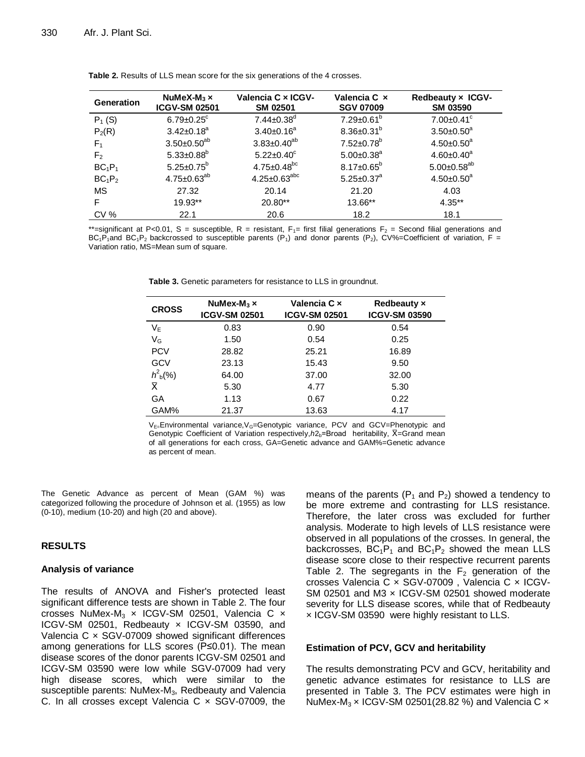**Table 2.** Results of LLS mean score for the six generations of the 4 crosses.

| Generation | NuMeX-$M_3$ × ICGV-SM 02501 | Valencia C × ICGV-SM 02501 | Valencia C × SGV 07009 | Redbeauty × ICGV-SM 03590 |
|---|---|---|---|---|
| $P_1$ (S) | $6.79{\pm}0.25^c$ | $7.44{\pm}0.38^d$ | $7.29{\pm}0.61^b$ | $7.00{\pm}0.41^c$ |
| $P_2$(R) | $3.42{\pm}0.18^a$ | $3.40{\pm}0.16^a$ | $8.36{\pm}0.31^b$ | $3.50{\pm}0.50^a$ |
| $F_1$ | $3.50{\pm}0.50^{ab}$ | $3.83{\pm}0.40^{ab}$ | $7.52{\pm}0.78^b$ | $4.50{\pm}0.50^a$ |
| $F_2$ | $5.33{\pm}0.88^b$ | $5.22{\pm}0.40^c$ | $5.00{\pm}0.38^a$ | $4.60{\pm}0.40^a$ |
| $BC_1P_1$ | $5.25{\pm}0.75^b$ | $4.75{\pm}0.48^{bc}$ | $8.17{\pm}0.65^b$ | $5.00{\pm}0.58^{ab}$ |
| $BC_1P_2$ | $4.75{\pm}0.63^{ab}$ | $4.25{\pm}0.63^{abc}$ | $5.25{\pm}0.37^a$ | $4.50{\pm}0.50^a$ |
| MS | 27.32 | 20.14 | 21.20 | 4.03 |
| F | 19.93** | 20.80** | 13.66** | 4.35** |
| CV % | 22.1 | 20.6 | 18.2 | 18.1 |

**=significant at P<0.01, S = susceptible, R = resistant, $F_1$= first filial generations $F_2$ = Second filial generations and $BC_1P_1$and $BC_1P_2$ backcrossed to susceptible parents ($P_1$) and donor parents ($P_2$), CV%=Coefficient of variation, F = Variation ratio, MS=Mean sum of square.

**Table 3.** Genetic parameters for resistance to LLS in groundnut.

| CROSS | NuMex-$M_3$ × ICGV-SM 02501 | Valencia C × ICGV-SM 02501 | Redbeauty × ICGV-SM 03590 |
|---|---|---|---|
| $V_E$ | 0.83 | 0.90 | 0.54 |
| $V_G$ | 1.50 | 0.54 | 0.25 |
| PCV | 28.82 | 25.21 | 16.89 |
| GCV | 23.13 | 15.43 | 9.50 |
| $h^2_b$(%) | 64.00 | 37.00 | 32.00 |
| $\overline{X}$ | 5.30 | 4.77 | 5.30 |
| GA | 1.13 | 0.67 | 0.22 |
| GAM% | 21.37 | 13.63 | 4.17 |

$V_E$=Environmental variance,$V_G$=Genotypic variance, PCV and GCV=Phenotypic and Genotypic Coefficient of Variation respectively,$h2_b$=Broad heritability, $\overline{X}$=Grand mean of all generations for each cross, GA=Genetic advance and GAM%=Genetic advance as percent of mean.

The Genetic Advance as percent of Mean (GAM %) was categorized following the procedure of Johnson et al. (1955) as low (0-10), medium (10-20) and high (20 and above).

## RESULTS

### Analysis of variance

The results of ANOVA and Fisher's protected least significant difference tests are shown in Table 2. The four crosses NuMex-$M_3$ × ICGV-SM 02501, Valencia C × ICGV-SM 02501, Redbeauty × ICGV-SM 03590, and Valencia C × SGV-07009 showed significant differences among generations for LLS scores (P≤0.01). The mean disease scores of the donor parents ICGV-SM 02501 and ICGV-SM 03590 were low while SGV-07009 had very high disease scores, which were similar to the susceptible parents: NuMex-$M_3$, Redbeauty and Valencia C. In all crosses except Valencia C × SGV-07009, the means of the parents ($P_1$ and $P_2$) showed a tendency to be more extreme and contrasting for LLS resistance. Therefore, the later cross was excluded for further analysis. Moderate to high levels of LLS resistance were observed in all populations of the crosses. In general, the backcrosses, $BC_1P_1$ and $BC_1P_2$ showed the mean LLS disease score close to their respective recurrent parents Table 2. The segregants in the $F_2$ generation of the crosses Valencia C × SGV-07009 , Valencia C × ICGV-SM 02501 and M3 × ICGV-SM 02501 showed moderate severity for LLS disease scores, while that of Redbeauty × ICGV-SM 03590 were highly resistant to LLS.

### Estimation of PCV, GCV and heritability

The results demonstrating PCV and GCV, heritability and genetic advance estimates for resistance to LLS are presented in Table 3. The PCV estimates were high in NuMex-$M_3$ × ICGV-SM 02501(28.82 %) and Valencia C ×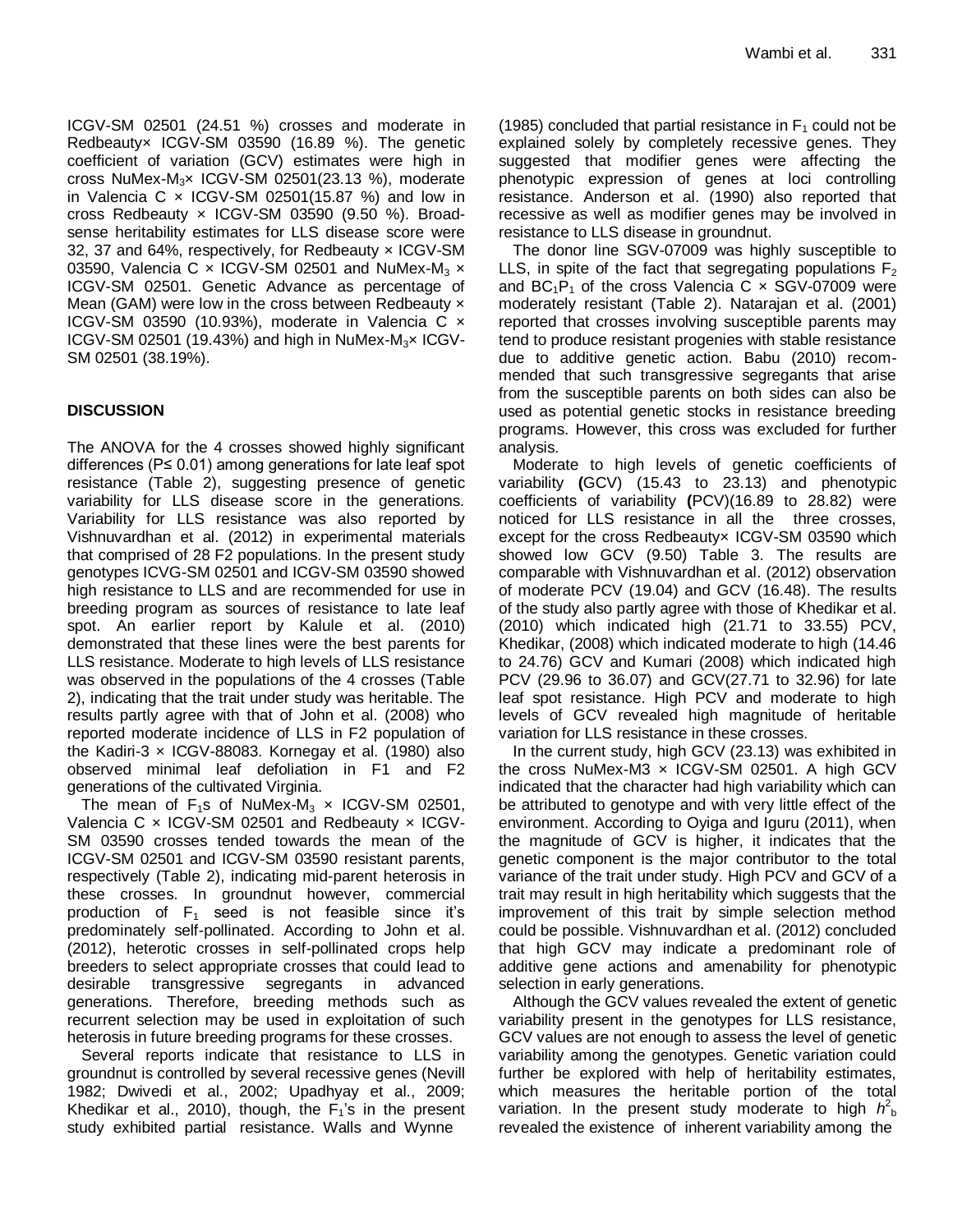ICGV-SM 02501 (24.51 %) crosses and moderate in Redbeauty× ICGV-SM 03590 (16.89 %). The genetic coefficient of variation (GCV) estimates were high in cross NuMex-$M_3$× ICGV-SM 02501(23.13 %), moderate in Valencia C × ICGV-SM 02501(15.87 %) and low in cross Redbeauty × ICGV-SM 03590 (9.50 %). Broad-sense heritability estimates for LLS disease score were 32, 37 and 64%, respectively, for Redbeauty × ICGV-SM 03590, Valencia C × ICGV-SM 02501 and NuMex-$M_3$ × ICGV-SM 02501. Genetic Advance as percentage of Mean (GAM) were low in the cross between Redbeauty × ICGV-SM 03590 (10.93%), moderate in Valencia C × ICGV-SM 02501 (19.43%) and high in NuMex-$M_3$× ICGV-SM 02501 (38.19%).

## DISCUSSION

The ANOVA for the 4 crosses showed highly significant differences (P≤ 0.01) among generations for late leaf spot resistance (Table 2), suggesting presence of genetic variability for LLS disease score in the generations. Variability for LLS resistance was also reported by Vishnuvardhan et al. (2012) in experimental materials that comprised of 28 F2 populations. In the present study genotypes ICVG-SM 02501 and ICGV-SM 03590 showed high resistance to LLS and are recommended for use in breeding program as sources of resistance to late leaf spot. An earlier report by Kalule et al. (2010) demonstrated that these lines were the best parents for LLS resistance. Moderate to high levels of LLS resistance was observed in the populations of the 4 crosses (Table 2), indicating that the trait under study was heritable. The results partly agree with that of John et al. (2008) who reported moderate incidence of LLS in F2 population of the Kadiri-3 × ICGV-88083. Kornegay et al. (1980) also observed minimal leaf defoliation in F1 and F2 generations of the cultivated Virginia.

The mean of $F_1$s of NuMex-$M_3$ × ICGV-SM 02501, Valencia C × ICGV-SM 02501 and Redbeauty × ICGV-SM 03590 crosses tended towards the mean of the ICGV-SM 02501 and ICGV-SM 03590 resistant parents, respectively (Table 2), indicating mid-parent heterosis in these crosses. In groundnut however, commercial production of $F_1$ seed is not feasible since it's predominately self-pollinated. According to John et al. (2012), heterotic crosses in self-pollinated crops help breeders to select appropriate crosses that could lead to desirable transgressive segregants in advanced generations. Therefore, breeding methods such as recurrent selection may be used in exploitation of such heterosis in future breeding programs for these crosses.

Several reports indicate that resistance to LLS in groundnut is controlled by several recessive genes (Nevill 1982; Dwivedi et al., 2002; Upadhyay et al., 2009; Khedikar et al., 2010), though, the $F_1$'s in the present study exhibited partial resistance. Walls and Wynne (1985) concluded that partial resistance in $F_1$ could not be explained solely by completely recessive genes. They suggested that modifier genes were affecting the phenotypic expression of genes at loci controlling resistance. Anderson et al. (1990) also reported that recessive as well as modifier genes may be involved in resistance to LLS disease in groundnut.

The donor line SGV-07009 was highly susceptible to LLS, in spite of the fact that segregating populations $F_2$ and $BC_1P_1$ of the cross Valencia C × SGV-07009 were moderately resistant (Table 2). Natarajan et al. (2001) reported that crosses involving susceptible parents may tend to produce resistant progenies with stable resistance due to additive genetic action. Babu (2010) recommended that such transgressive segregants that arise from the susceptible parents on both sides can also be used as potential genetic stocks in resistance breeding programs. However, this cross was excluded for further analysis.

Moderate to high levels of genetic coefficients of variability **(**GCV) (15.43 to 23.13) and phenotypic coefficients of variability **(**PCV)(16.89 to 28.82) were noticed for LLS resistance in all the three crosses, except for the cross Redbeauty× ICGV-SM 03590 which showed low GCV (9.50) Table 3. The results are comparable with Vishnuvardhan et al. (2012) observation of moderate PCV (19.04) and GCV (16.48). The results of the study also partly agree with those of Khedikar et al. (2010) which indicated high (21.71 to 33.55) PCV, Khedikar, (2008) which indicated moderate to high (14.46 to 24.76) GCV and Kumari (2008) which indicated high PCV (29.96 to 36.07) and GCV(27.71 to 32.96) for late leaf spot resistance. High PCV and moderate to high levels of GCV revealed high magnitude of heritable variation for LLS resistance in these crosses.

In the current study, high GCV (23.13) was exhibited in the cross NuMex-M3 × ICGV-SM 02501. A high GCV indicated that the character had high variability which can be attributed to genotype and with very little effect of the environment. According to Oyiga and Iguru (2011), when the magnitude of GCV is higher, it indicates that the genetic component is the major contributor to the total variance of the trait under study. High PCV and GCV of a trait may result in high heritability which suggests that the improvement of this trait by simple selection method could be possible. Vishnuvardhan et al. (2012) concluded that high GCV may indicate a predominant role of additive gene actions and amenability for phenotypic selection in early generations.

Although the GCV values revealed the extent of genetic variability present in the genotypes for LLS resistance, GCV values are not enough to assess the level of genetic variability among the genotypes. Genetic variation could further be explored with help of heritability estimates, which measures the heritable portion of the total variation. In the present study moderate to high $h^2_b$ revealed the existence of inherent variability among the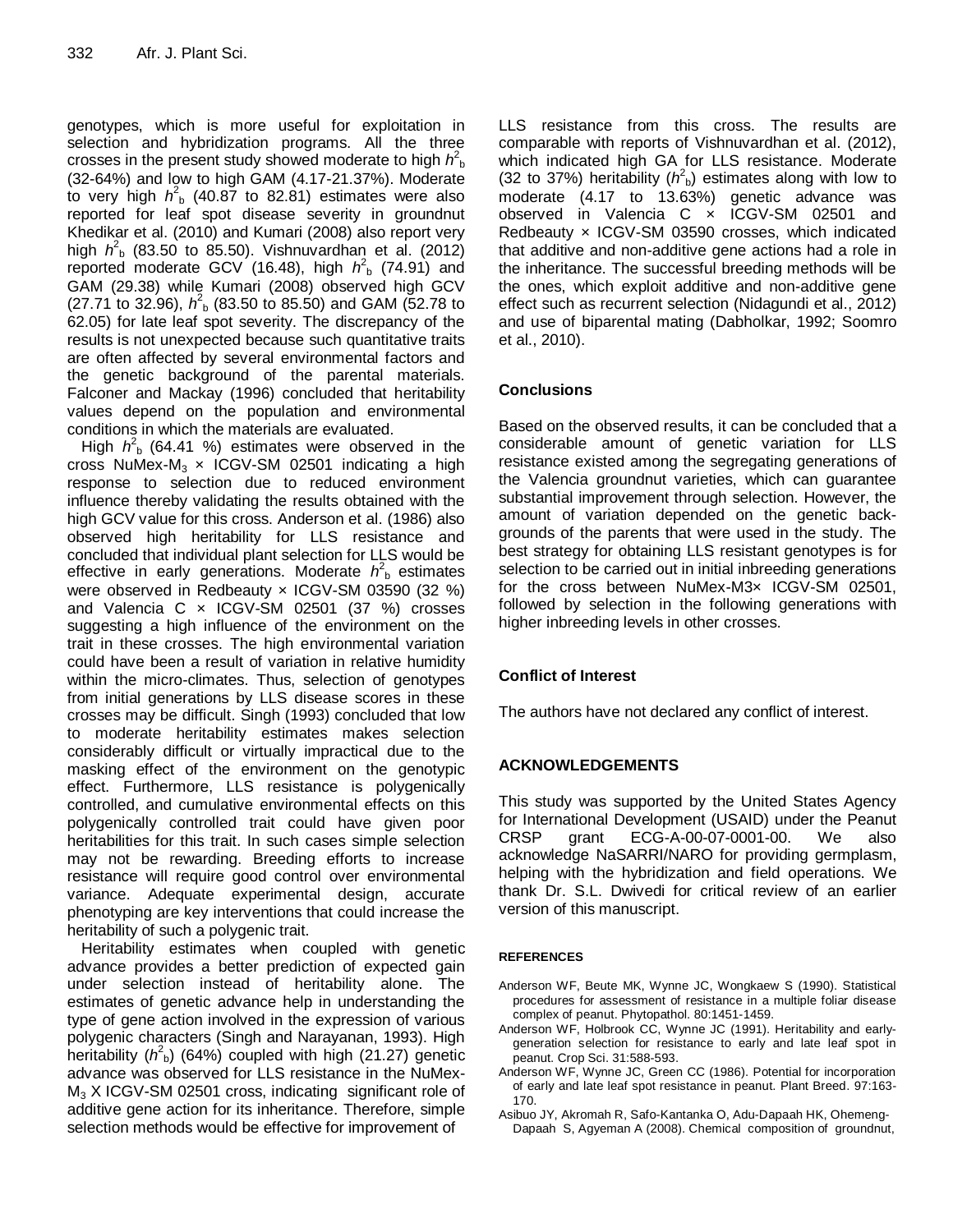genotypes, which is more useful for exploitation in selection and hybridization programs. All the three crosses in the present study showed moderate to high $h^2_b$ (32-64%) and low to high GAM (4.17-21.37%). Moderate to very high $h^2_b$ (40.87 to 82.81) estimates were also reported for leaf spot disease severity in groundnut Khedikar et al. (2010) and Kumari (2008) also report very high $h^2_b$ (83.50 to 85.50). Vishnuvardhan et al. (2012) reported moderate GCV (16.48), high $h^2_b$ (74.91) and GAM (29.38) while Kumari (2008) observed high GCV (27.71 to 32.96), $h^2_b$ (83.50 to 85.50) and GAM (52.78 to 62.05) for late leaf spot severity. The discrepancy of the results is not unexpected because such quantitative traits are often affected by several environmental factors and the genetic background of the parental materials. Falconer and Mackay (1996) concluded that heritability values depend on the population and environmental conditions in which the materials are evaluated.

High $h^2_b$ (64.41 %) estimates were observed in the cross NuMex-$M_3$ × ICGV-SM 02501 indicating a high response to selection due to reduced environment influence thereby validating the results obtained with the high GCV value for this cross. Anderson et al. (1986) also observed high heritability for LLS resistance and concluded that individual plant selection for LLS would be effective in early generations. Moderate $h^2_b$ estimates were observed in Redbeauty × ICGV-SM 03590 (32 %) and Valencia C × ICGV-SM 02501 (37 %) crosses suggesting a high influence of the environment on the trait in these crosses. The high environmental variation could have been a result of variation in relative humidity within the micro-climates. Thus, selection of genotypes from initial generations by LLS disease scores in these crosses may be difficult. Singh (1993) concluded that low to moderate heritability estimates makes selection considerably difficult or virtually impractical due to the masking effect of the environment on the genotypic effect. Furthermore, LLS resistance is polygenically controlled, and cumulative environmental effects on this polygenically controlled trait could have given poor heritabilities for this trait. In such cases simple selection may not be rewarding. Breeding efforts to increase resistance will require good control over environmental variance. Adequate experimental design, accurate phenotyping are key interventions that could increase the heritability of such a polygenic trait.

Heritability estimates when coupled with genetic advance provides a better prediction of expected gain under selection instead of heritability alone. The estimates of genetic advance help in understanding the type of gene action involved in the expression of various polygenic characters (Singh and Narayanan, 1993). High heritability ($h^2_b$) (64%) coupled with high (21.27) genetic advance was observed for LLS resistance in the NuMex-$M_3$ X ICGV-SM 02501 cross, indicating significant role of additive gene action for its inheritance. Therefore, simple selection methods would be effective for improvement of LLS resistance from this cross. The results are comparable with reports of Vishnuvardhan et al. (2012), which indicated high GA for LLS resistance. Moderate (32 to 37%) heritability ($h^2_b$) estimates along with low to moderate (4.17 to 13.63%) genetic advance was observed in Valencia C × ICGV-SM 02501 and Redbeauty × ICGV-SM 03590 crosses, which indicated that additive and non-additive gene actions had a role in the inheritance. The successful breeding methods will be the ones, which exploit additive and non-additive gene effect such as recurrent selection (Nidagundi et al., 2012) and use of biparental mating (Dabholkar, 1992; Soomro et al., 2010).

## Conclusions

Based on the observed results, it can be concluded that a considerable amount of genetic variation for LLS resistance existed among the segregating generations of the Valencia groundnut varieties, which can guarantee substantial improvement through selection. However, the amount of variation depended on the genetic backgrounds of the parents that were used in the study. The best strategy for obtaining LLS resistant genotypes is for selection to be carried out in initial inbreeding generations for the cross between NuMex-M3× ICGV-SM 02501, followed by selection in the following generations with higher inbreeding levels in other crosses.

## Conflict of Interest

The authors have not declared any conflict of interest.

## ACKNOWLEDGEMENTS

This study was supported by the United States Agency for International Development (USAID) under the Peanut CRSP grant ECG-A-00-07-0001-00. We also acknowledge NaSARRI/NARO for providing germplasm, helping with the hybridization and field operations. We thank Dr. S.L. Dwivedi for critical review of an earlier version of this manuscript.

## REFERENCES

Anderson WF, Beute MK, Wynne JC, Wongkaew S (1990). Statistical procedures for assessment of resistance in a multiple foliar disease complex of peanut. Phytopathol. 80:1451-1459.

Anderson WF, Holbrook CC, Wynne JC (1991). Heritability and early-generation selection for resistance to early and late leaf spot in peanut. Crop Sci. 31:588-593.

Anderson WF, Wynne JC, Green CC (1986). Potential for incorporation of early and late leaf spot resistance in peanut. Plant Breed. 97:163-170.

Asibuo JY, Akromah R, Safo-Kantanka O, Adu-Dapaah HK, Ohemeng-Dapaah S, Agyeman A (2008). Chemical composition of groundnut,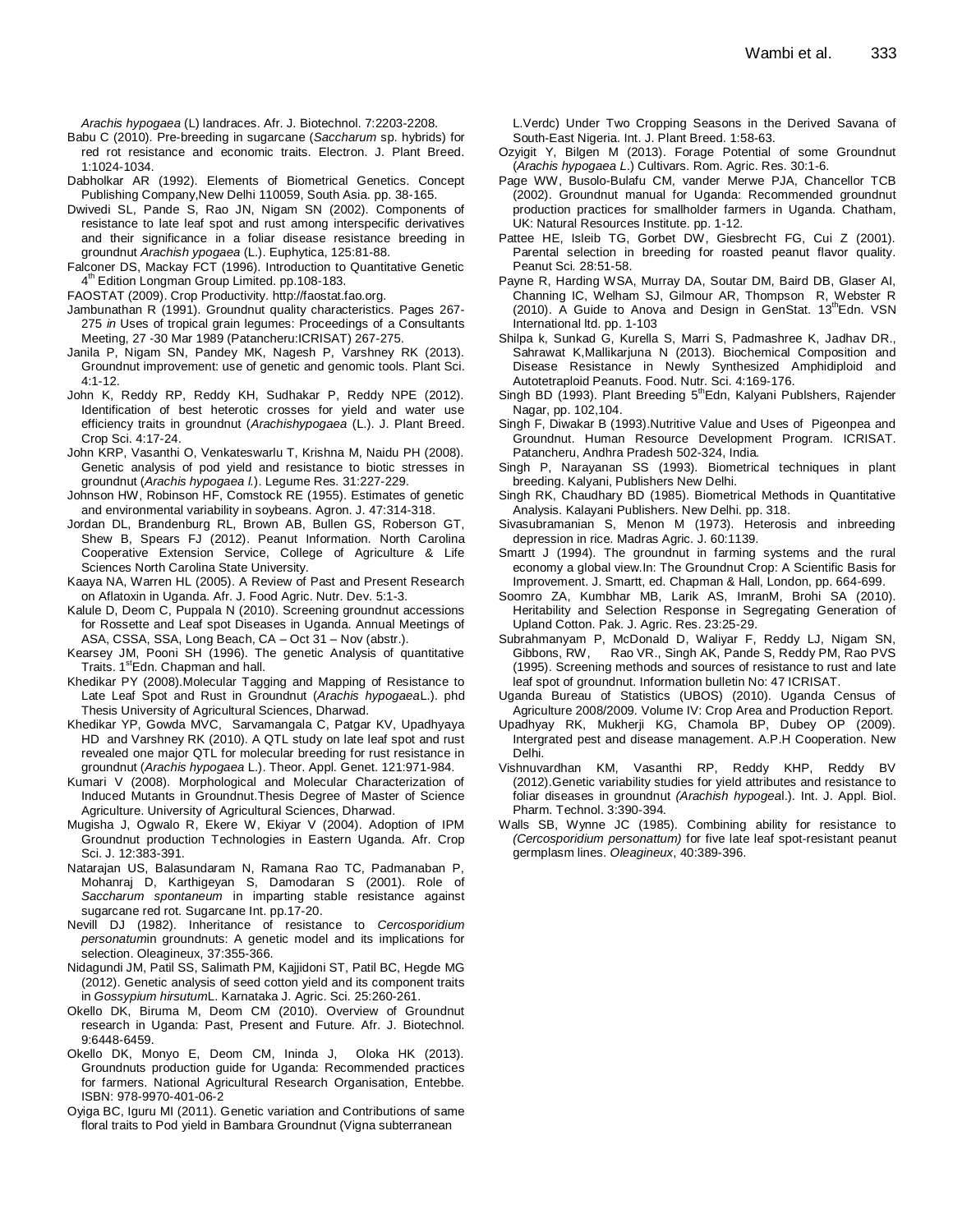*Arachis hypogaea* (L) landraces. Afr. J. Biotechnol. 7:2203-2208.

Babu C (2010). Pre-breeding in sugarcane (*Saccharum* sp. hybrids) for red rot resistance and economic traits. Electron. J. Plant Breed. 1:1024-1034.

Dabholkar AR (1992). Elements of Biometrical Genetics. Concept Publishing Company,New Delhi 110059, South Asia. pp. 38-165.

Dwivedi SL, Pande S, Rao JN, Nigam SN (2002). Components of resistance to late leaf spot and rust among interspecific derivatives and their significance in a foliar disease resistance breeding in groundnut *Arachish ypogaea* (L.). Euphytica, 125:81-88.

Falconer DS, Mackay FCT (1996). Introduction to Quantitative Genetic 4th Edition Longman Group Limited. pp.108-183.

FAOSTAT (2009). Crop Productivity. http://faostat.fao.org.

Jambunathan R (1991). Groundnut quality characteristics. Pages 267-275 *in* Uses of tropical grain legumes: Proceedings of a Consultants Meeting, 27 -30 Mar 1989 (Patancheru:ICRISAT) 267-275.

Janila P, Nigam SN, Pandey MK, Nagesh P, Varshney RK (2013). Groundnut improvement: use of genetic and genomic tools. Plant Sci. 4:1-12.

John K, Reddy RP, Reddy KH, Sudhakar P, Reddy NPE (2012). Identification of best heterotic crosses for yield and water use efficiency traits in groundnut (*Arachishypogaea* (L.). J. Plant Breed. Crop Sci. 4:17-24.

John KRP, Vasanthi O, Venkateswarlu T, Krishna M, Naidu PH (2008). Genetic analysis of pod yield and resistance to biotic stresses in groundnut (*Arachis hypogaea l.*). Legume Res. 31:227-229.

Johnson HW, Robinson HF, Comstock RE (1955). Estimates of genetic and environmental variability in soybeans. Agron. J. 47:314-318.

Jordan DL, Brandenburg RL, Brown AB, Bullen GS, Roberson GT, Shew B, Spears FJ (2012). Peanut Information. North Carolina Cooperative Extension Service, College of Agriculture & Life Sciences North Carolina State University.

Kaaya NA, Warren HL (2005). A Review of Past and Present Research on Aflatoxin in Uganda. Afr. J. Food Agric. Nutr. Dev. 5:1-3.

Kalule D, Deom C, Puppala N (2010). Screening groundnut accessions for Rossette and Leaf spot Diseases in Uganda. Annual Meetings of ASA, CSSA, SSA, Long Beach, CA – Oct 31 – Nov (abstr.).

Kearsey JM, Pooni SH (1996). The genetic Analysis of quantitative Traits. 1stEdn. Chapman and hall.

Khedikar PY (2008).Molecular Tagging and Mapping of Resistance to Late Leaf Spot and Rust in Groundnut (*Arachis hypogaea*L.). phd Thesis University of Agricultural Sciences, Dharwad.

Khedikar YP, Gowda MVC, Sarvamangala C, Patgar KV, Upadhyaya HD and Varshney RK (2010). A QTL study on late leaf spot and rust revealed one major QTL for molecular breeding for rust resistance in groundnut (*Arachis hypogaea* L.). Theor. Appl. Genet. 121:971-984.

Kumari V (2008). Morphological and Molecular Characterization of Induced Mutants in Groundnut.Thesis Degree of Master of Science Agriculture. University of Agricultural Sciences, Dharwad.

Mugisha J, Ogwalo R, Ekere W, Ekiyar V (2004). Adoption of IPM Groundnut production Technologies in Eastern Uganda. Afr. Crop Sci. J. 12:383-391.

Natarajan US, Balasundaram N, Ramana Rao TC, Padmanaban P, Mohanraj D, Karthigeyan S, Damodaran S (2001). Role of *Saccharum spontaneum* in imparting stable resistance against sugarcane red rot. Sugarcane Int. pp.17-20.

Nevill DJ (1982). Inheritance of resistance to *Cercosporidium personatum*in groundnuts: A genetic model and its implications for selection. Oleagineux, 37:355-366.

Nidagundi JM, Patil SS, Salimath PM, Kajjidoni ST, Patil BC, Hegde MG (2012). Genetic analysis of seed cotton yield and its component traits in *Gossypium hirsutum*L. Karnataka J. Agric. Sci. 25:260-261.

Okello DK, Biruma M, Deom CM (2010). Overview of Groundnut research in Uganda: Past, Present and Future. Afr. J. Biotechnol. 9:6448-6459.

Okello DK, Monyo E, Deom CM, Ininda J, Oloka HK (2013). Groundnuts production guide for Uganda: Recommended practices for farmers. National Agricultural Research Organisation, Entebbe. ISBN: 978-9970-401-06-2

Oyiga BC, Iguru MI (2011). Genetic variation and Contributions of same floral traits to Pod yield in Bambara Groundnut (Vigna subterranean L.Verdc) Under Two Cropping Seasons in the Derived Savana of South-East Nigeria. Int. J. Plant Breed. 1:58-63.

Ozyigit Y, Bilgen M (2013). Forage Potential of some Groundnut (*Arachis hypogaea L*.) Cultivars. Rom. Agric. Res. 30:1-6.

Page WW, Busolo-Bulafu CM, vander Merwe PJA, Chancellor TCB (2002). Groundnut manual for Uganda: Recommended groundnut production practices for smallholder farmers in Uganda. Chatham, UK: Natural Resources Institute. pp. 1-12.

Pattee HE, Isleib TG, Gorbet DW, Giesbrecht FG, Cui Z (2001). Parental selection in breeding for roasted peanut flavor quality. Peanut Sci. 28:51-58.

Payne R, Harding WSA, Murray DA, Soutar DM, Baird DB, Glaser AI, Channing IC, Welham SJ, Gilmour AR, Thompson R, Webster R (2010). A Guide to Anova and Design in GenStat. 13thEdn. VSN International ltd. pp. 1-103

Shilpa k, Sunkad G, Kurella S, Marri S, Padmashree K, Jadhav DR., Sahrawat K,Mallikarjuna N (2013). Biochemical Composition and Disease Resistance in Newly Synthesized Amphidiploid and Autotetraploid Peanuts. Food. Nutr. Sci. 4:169-176.

Singh BD (1993). Plant Breeding 5thEdn, Kalyani Publshers, Rajender Nagar, pp. 102,104.

Singh F, Diwakar B (1993).Nutritive Value and Uses of Pigeonpea and Groundnut. Human Resource Development Program. ICRISAT. Patancheru, Andhra Pradesh 502-324, India.

Singh P, Narayanan SS (1993). Biometrical techniques in plant breeding. Kalyani, Publishers New Delhi.

Singh RK, Chaudhary BD (1985). Biometrical Methods in Quantitative Analysis. Kalayani Publishers. New Delhi. pp. 318.

Sivasubramanian S, Menon M (1973). Heterosis and inbreeding depression in rice. Madras Agric. J. 60:1139.

Smartt J (1994). The groundnut in farming systems and the rural economy a global view.In: The Groundnut Crop: A Scientific Basis for Improvement. J. Smartt, ed. Chapman & Hall, London, pp. 664-699.

Soomro ZA, Kumbhar MB, Larik AS, ImranM, Brohi SA (2010). Heritability and Selection Response in Segregating Generation of Upland Cotton. Pak. J. Agric. Res. 23:25-29.

Subrahmanyam P, McDonald D, Waliyar F, Reddy LJ, Nigam SN, Gibbons, RW, Rao VR., Singh AK, Pande S, Reddy PM, Rao PVS (1995). Screening methods and sources of resistance to rust and late leaf spot of groundnut. Information bulletin No: 47 ICRISAT.

Uganda Bureau of Statistics (UBOS) (2010). Uganda Census of Agriculture 2008/2009. Volume IV: Crop Area and Production Report.

Upadhyay RK, Mukherji KG, Chamola BP, Dubey OP (2009). Intergrated pest and disease management. A.P.H Cooperation. New Delhi.

Vishnuvardhan KM, Vasanthi RP, Reddy KHP, Reddy BV (2012).Genetic variability studies for yield attributes and resistance to foliar diseases in groundnut *(Arachish hypogea*l.). Int. J. Appl. Biol. Pharm. Technol. 3:390-394.

Walls SB, Wynne JC (1985). Combining ability for resistance to *(Cercosporidium personattum)* for five late leaf spot-resistant peanut germplasm lines. *Oleagineux*, 40:389-396.